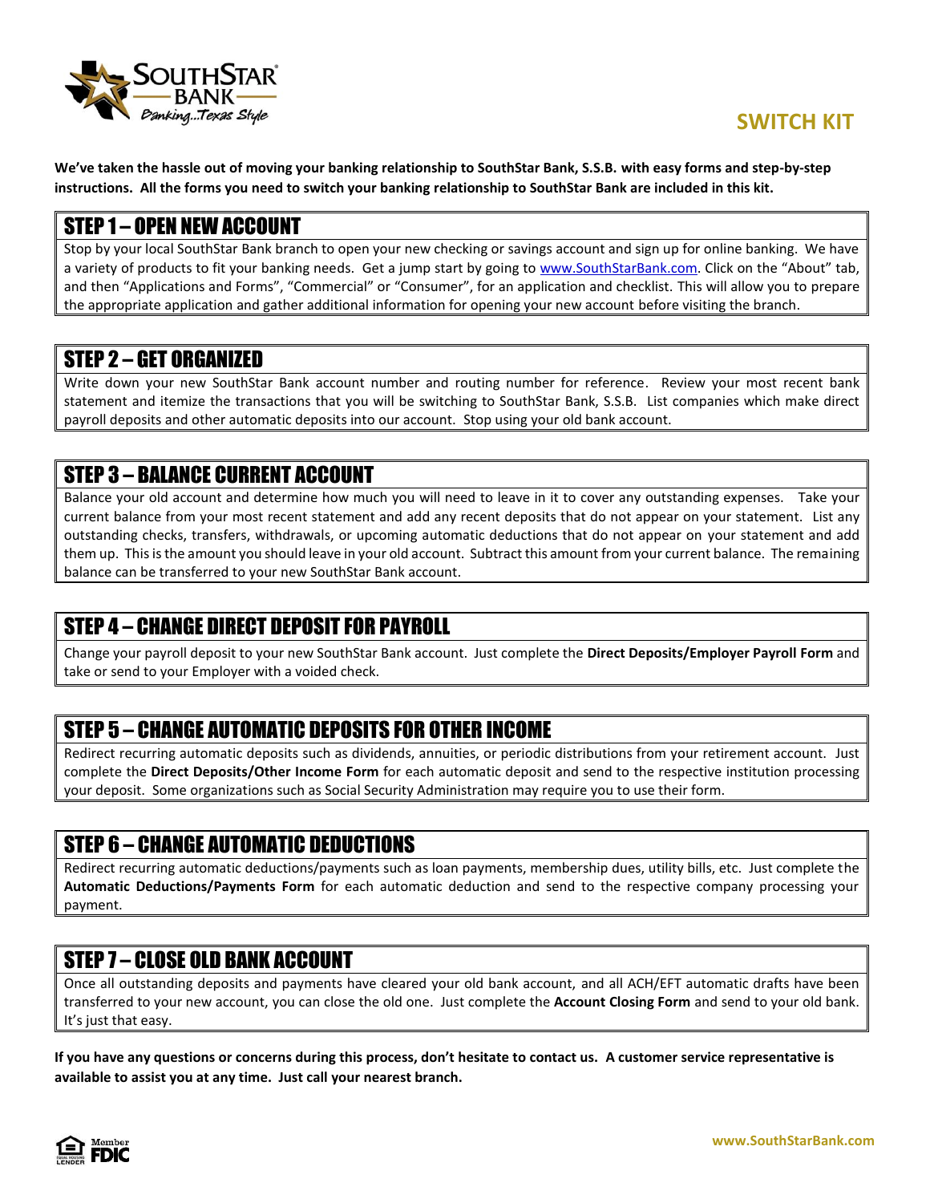# SWITCH KIT

**We've taken the hassle out of moving your banking relationship to SouthStar Bank, S.S.B. with easy forms and step-by-step instructions. All the forms you need to switch your banking relationship to SouthStar Bank are included in this kit.**

## STEP 1 – OPEN NEW ACCOUNT

Stop by your local SouthStar Bank branch to open your new checking or savings account and sign up for online banking. We have a variety of products to fit your banking needs. Get a jump start by going to www.SouthStarBank.com. Click on the "About" tab, and then "Applications and Forms", "Commercial" or "Consumer", for an application and checklist. This will allow you to prepare the appropriate application and gather additional information for opening your new account before visiting the branch.

## STEP 2 – GET ORGANIZED

Write down your new SouthStar Bank account number and routing number for reference. Review your most recent bank statement and itemize the transactions that you will be switching to SouthStar Bank, S.S.B. List companies which make direct payroll deposits and other automatic deposits into our account. Stop using your old bank account.

## STEP 3 – BALANCE CURRENT ACCOUNT

Balance your old account and determine how much you will need to leave in it to cover any outstanding expenses. Take your current balance from your most recent statement and add any recent deposits that do not appear on your statement. List any outstanding checks, transfers, withdrawals, or upcoming automatic deductions that do not appear on your statement and add them up. This is the amount you should leave in your old account. Subtract this amount from your current balance. The remaining balance can be transferred to your new SouthStar Bank account.

## STEP 4 – CHANGE DIRECT DEPOSIT FOR PAYROLL

Change your payroll deposit to your new SouthStar Bank account. Just complete the **Direct Deposits/Employer Payroll Form** and take or send to your Employer with a voided check.

## STEP 5 – CHANGE AUTOMATIC DEPOSITS FOR OTHER INCOME

Redirect recurring automatic deposits such as dividends, annuities, or periodic distributions from your retirement account. Just complete the **Direct Deposits/Other Income Form** for each automatic deposit and send to the respective institution processing your deposit. Some organizations such as Social Security Administration may require you to use their form.

## STEP 6 – CHANGE AUTOMATIC DEDUCTIONS

Redirect recurring automatic deductions/payments such as loan payments, membership dues, utility bills, etc. Just complete the **Automatic Deductions/Payments Form** for each automatic deduction and send to the respective company processing your payment.

## STEP 7 – CLOSE OLD BANK ACCOUNT

Once all outstanding deposits and payments have cleared your old bank account, and all ACH/EFT automatic drafts have been transferred to your new account, you can close the old one. Just complete the **Account Closing Form** and send to your old bank. It's just that easy.

**If you have any questions or concerns during this process, don't hesitate to contact us. A customer service representative is available to assist you at any time. Just call your nearest branch.**

Member FDIC

www.SouthStarBank.com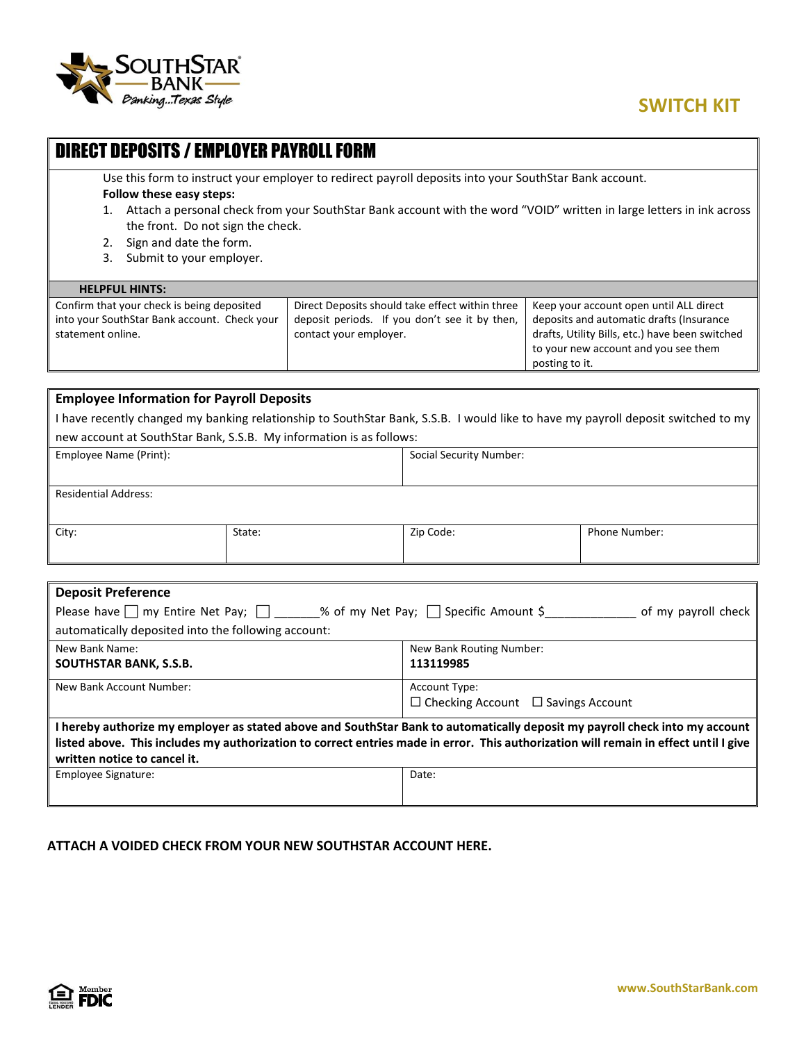SOUTHSTAR BANK
Banking...Texas Style

**SWITCH KIT**

# DIRECT DEPOSITS / EMPLOYER PAYROLL FORM

Use this form to instruct your employer to redirect payroll deposits into your SouthStar Bank account.

**Follow these easy steps:**

1. Attach a personal check from your SouthStar Bank account with the word "VOID" written in large letters in ink across the front. Do not sign the check.
2. Sign and date the form.
3. Submit to your employer.

| HELPFUL HINTS: | | |
|---|---|---|
| Confirm that your check is being deposited into your SouthStar Bank account. Check your statement online. | Direct Deposits should take effect within three deposit periods. If you don't see it by then, contact your employer. | Keep your account open until ALL direct deposits and automatic drafts (Insurance drafts, Utility Bills, etc.) have been switched to your new account and you see them posting to it. |

## Employee Information for Payroll Deposits

I have recently changed my banking relationship to SouthStar Bank, S.S.B. I would like to have my payroll deposit switched to my new account at SouthStar Bank, S.S.B. My information is as follows:

| Employee Name (Print): | | Social Security Number: | |
|---|---|---|---|
| Residential Address: | | | |
| City: | State: | Zip Code: | Phone Number: |

## Deposit Preference

Please have ☐ my Entire Net Pay; ☐ _______% of my Net Pay; ☐ Specific Amount $______________ of my payroll check automatically deposited into the following account:

| New Bank Name: **SOUTHSTAR BANK, S.S.B.** | New Bank Routing Number: **113119985** |
|---|---|
| New Bank Account Number: | Account Type: ☐ Checking Account ☐ Savings Account |

**I hereby authorize my employer as stated above and SouthStar Bank to automatically deposit my payroll check into my account listed above. This includes my authorization to correct entries made in error. This authorization will remain in effect until I give written notice to cancel it.**

| Employee Signature: | Date: |
|---|---|
| | |

**ATTACH A VOIDED CHECK FROM YOUR NEW SOUTHSTAR ACCOUNT HERE.**

Equal Housing Lender | Member FDIC

www.SouthStarBank.com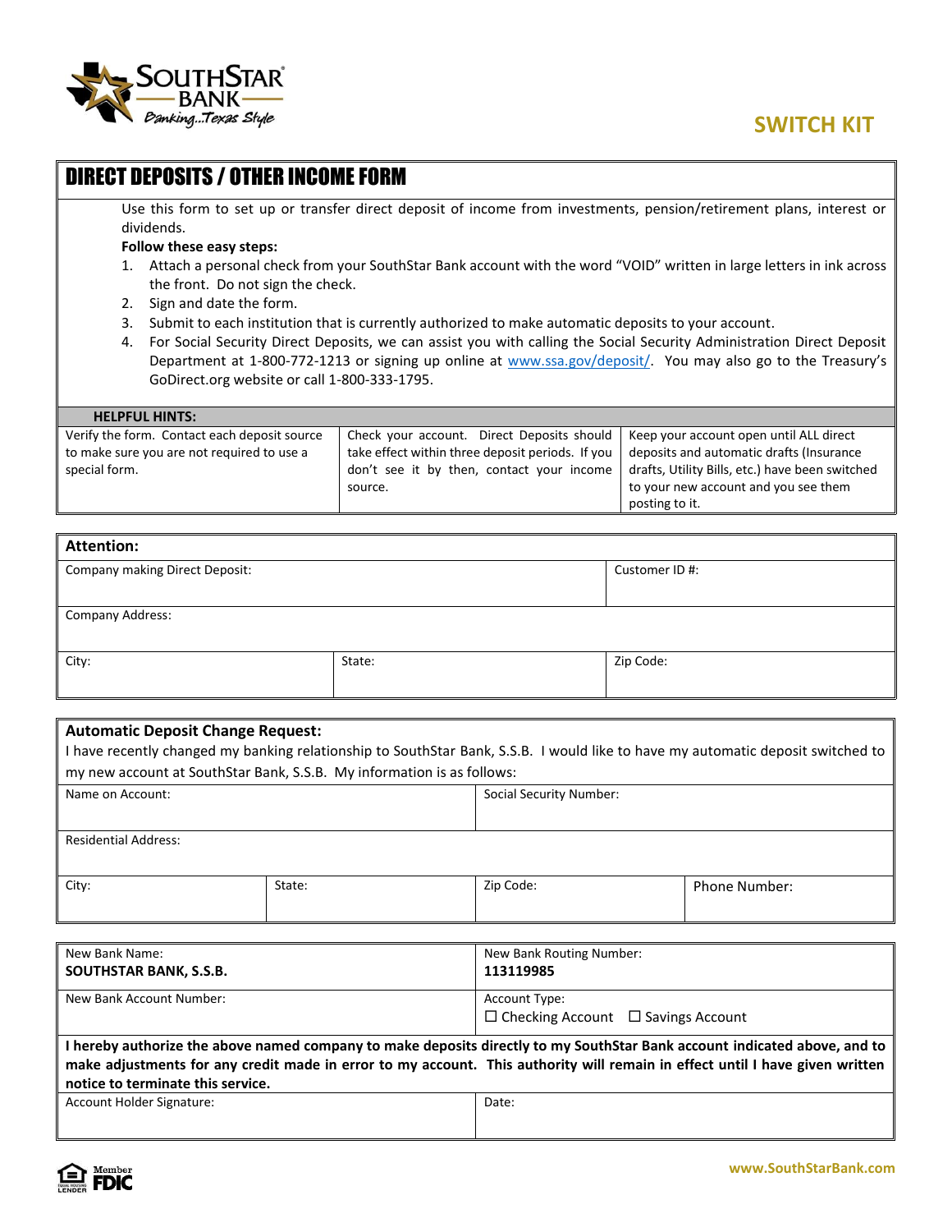SOUTHSTAR BANK
Banking...Texas Style

## SWITCH KIT

# DIRECT DEPOSITS / OTHER INCOME FORM

Use this form to set up or transfer direct deposit of income from investments, pension/retirement plans, interest or dividends.

**Follow these easy steps:**

1. Attach a personal check from your SouthStar Bank account with the word "VOID" written in large letters in ink across the front. Do not sign the check.
2. Sign and date the form.
3. Submit to each institution that is currently authorized to make automatic deposits to your account.
4. For Social Security Direct Deposits, we can assist you with calling the Social Security Administration Direct Deposit Department at 1-800-772-1213 or signing up online at www.ssa.gov/deposit/. You may also go to the Treasury's GoDirect.org website or call 1-800-333-1795.

| HELPFUL HINTS: | | |
|---|---|---|
| Verify the form. Contact each deposit source to make sure you are not required to use a special form. | Check your account. Direct Deposits should take effect within three deposit periods. If you don't see it by then, contact your income source. | Keep your account open until ALL direct deposits and automatic drafts (Insurance drafts, Utility Bills, etc.) have been switched to your new account and you see them posting to it. |

**Attention:**

| Company making Direct Deposit: | | Customer ID #: |
|---|---|---|
| Company Address: | | |
| City: | State: | Zip Code: |

**Automatic Deposit Change Request:**

I have recently changed my banking relationship to SouthStar Bank, S.S.B. I would like to have my automatic deposit switched to my new account at SouthStar Bank, S.S.B. My information is as follows:

| Name on Account: | | Social Security Number: | |
|---|---|---|---|
| Residential Address: | | | |
| City: | State: | Zip Code: | Phone Number: |

| New Bank Name: **SOUTHSTAR BANK, S.S.B.** | New Bank Routing Number: **113119985** |
|---|---|
| New Bank Account Number: | Account Type: ☐ Checking Account ☐ Savings Account |

**I hereby authorize the above named company to make deposits directly to my SouthStar Bank account indicated above, and to make adjustments for any credit made in error to my account. This authority will remain in effect until I have given written notice to terminate this service.**

| Account Holder Signature: | Date: |
|---|---|
| | |

Member FDIC

www.SouthStarBank.com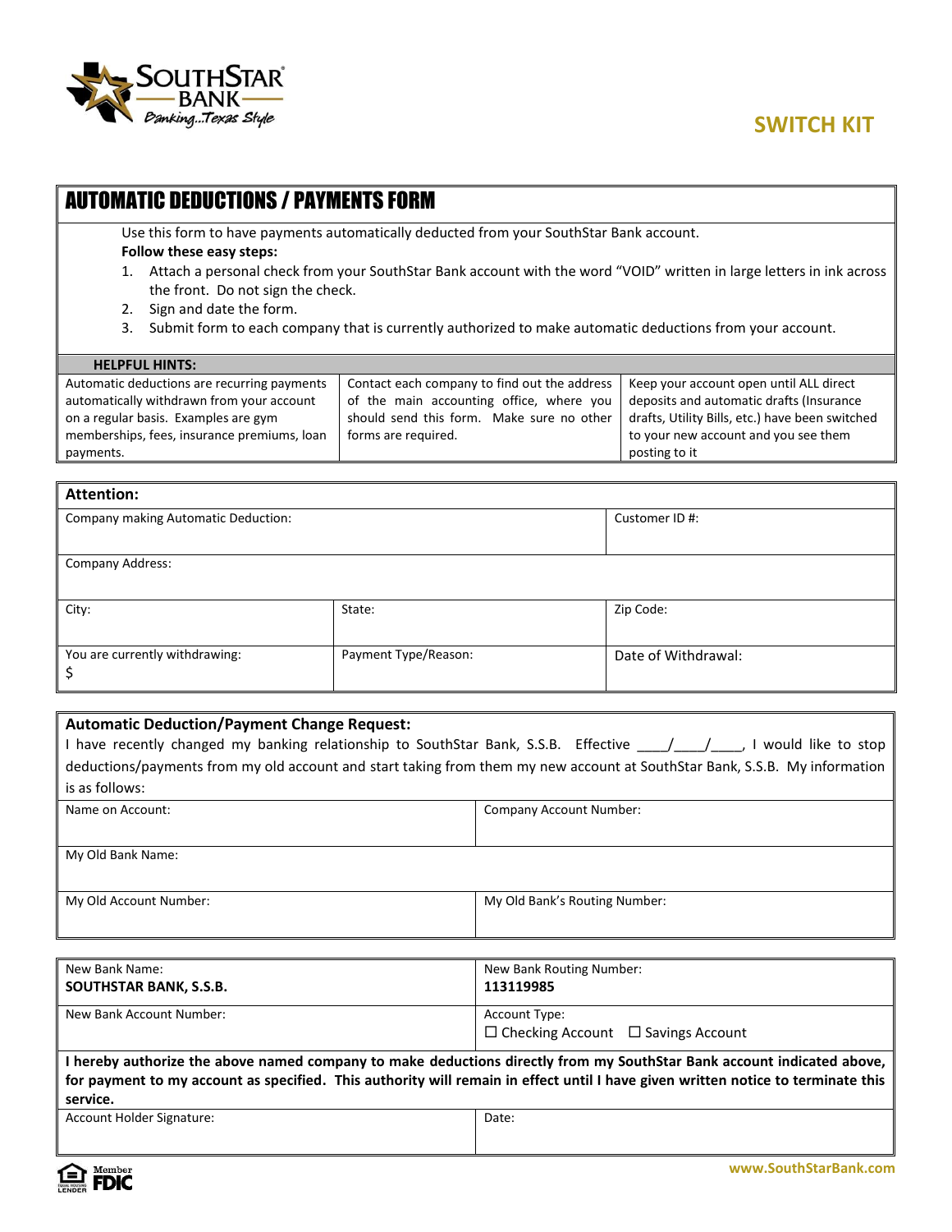SOUTHSTAR BANK

*Banking...Texas Style*

**SWITCH KIT**

# AUTOMATIC DEDUCTIONS / PAYMENTS FORM

Use this form to have payments automatically deducted from your SouthStar Bank account.

**Follow these easy steps:**

1. Attach a personal check from your SouthStar Bank account with the word "VOID" written in large letters in ink across the front. Do not sign the check.
2. Sign and date the form.
3. Submit form to each company that is currently authorized to make automatic deductions from your account.

**HELPFUL HINTS:**

| | | |
|---|---|---|
| Automatic deductions are recurring payments automatically withdrawn from your account on a regular basis. Examples are gym memberships, fees, insurance premiums, loan payments. | Contact each company to find out the address of the main accounting office, where you should send this form. Make sure no other forms are required. | Keep your account open until ALL direct deposits and automatic drafts (Insurance drafts, Utility Bills, etc.) have been switched to your new account and you see them posting to it |

**Attention:**

| | | |
|---|---|---|
| Company making Automatic Deduction: | | Customer ID #: |
| Company Address: | | |
| City: | State: | Zip Code: |
| You are currently withdrawing: $ | Payment Type/Reason: | Date of Withdrawal: |

**Automatic Deduction/Payment Change Request:**

I have recently changed my banking relationship to SouthStar Bank, S.S.B. Effective \_\_\_\_/\_\_\_\_/\_\_\_\_, I would like to stop deductions/payments from my old account and start taking from them my new account at SouthStar Bank, S.S.B. My information is as follows:

| | |
|---|---|
| Name on Account: | Company Account Number: |
| My Old Bank Name: | |
| My Old Account Number: | My Old Bank's Routing Number: |

| | |
|---|---|
| New Bank Name: **SOUTHSTAR BANK, S.S.B.** | New Bank Routing Number: **113119985** |
| New Bank Account Number: | Account Type: ☐ Checking Account ☐ Savings Account |

**I hereby authorize the above named company to make deductions directly from my SouthStar Bank account indicated above, for payment to my account as specified. This authority will remain in effect until I have given written notice to terminate this service.**

| | |
|---|---|
| Account Holder Signature: | Date: |

Equal Housing Lender | Member FDIC

www.SouthStarBank.com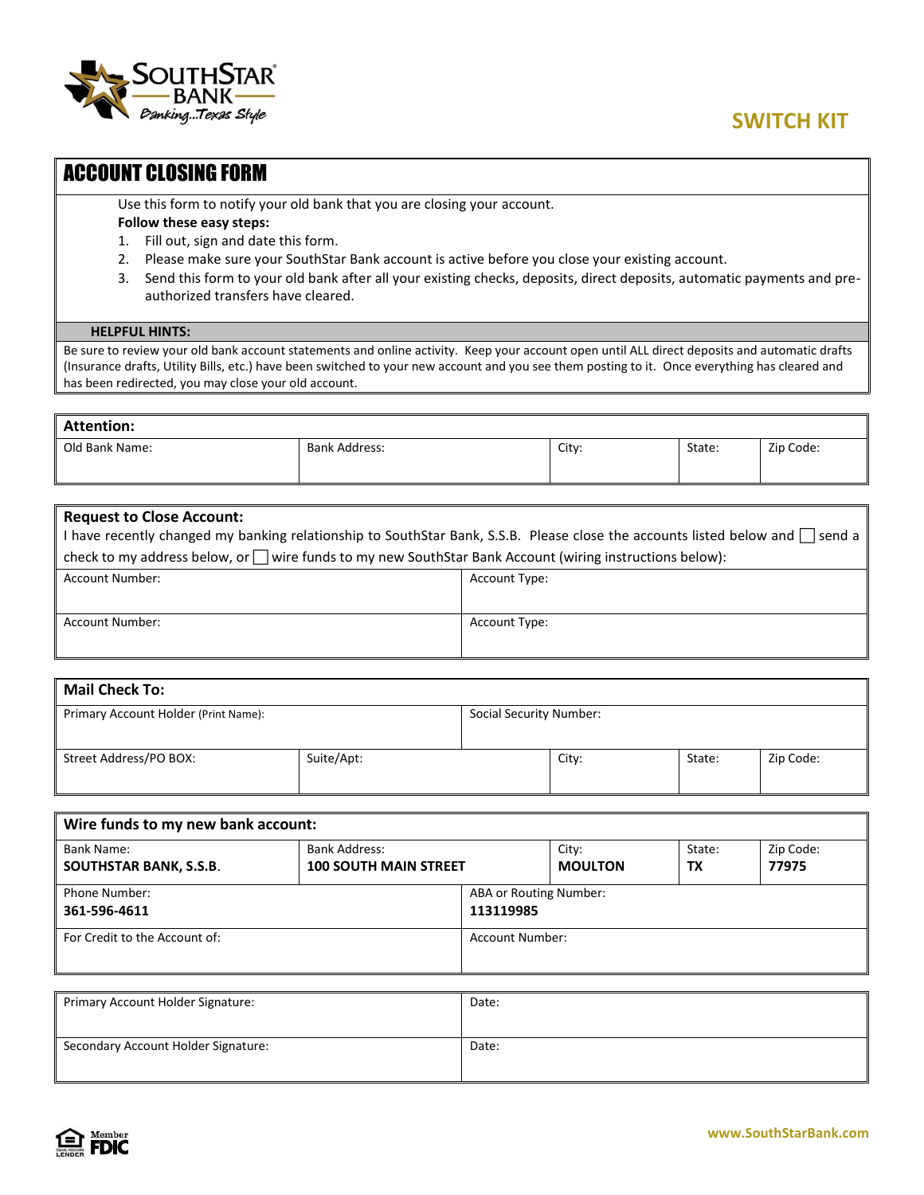SOUTHSTAR BANK
Banking...Texas Style

## SWITCH KIT

# ACCOUNT CLOSING FORM

Use this form to notify your old bank that you are closing your account.

**Follow these easy steps:**

1. Fill out, sign and date this form.
2. Please make sure your SouthStar Bank account is active before you close your existing account.
3. Send this form to your old bank after all your existing checks, deposits, direct deposits, automatic payments and pre-authorized transfers have cleared.

**HELPFUL HINTS:**

Be sure to review your old bank account statements and online activity. Keep your account open until ALL direct deposits and automatic drafts (Insurance drafts, Utility Bills, etc.) have been switched to your new account and you see them posting to it. Once everything has cleared and has been redirected, you may close your old account.

**Attention:**

| Old Bank Name: | Bank Address: | City: | State: | Zip Code: |
|---|---|---|---|---|
| | | | | |

**Request to Close Account:**

I have recently changed my banking relationship to SouthStar Bank, S.S.B. Please close the accounts listed below and ☐ send a check to my address below, or ☐ wire funds to my new SouthStar Bank Account (wiring instructions below):

| Account Number: | Account Type: |
|---|---|
| Account Number: | Account Type: |

**Mail Check To:**

| Primary Account Holder (Print Name): | | Social Security Number: | | |
|---|---|---|---|---|
| Street Address/PO BOX: | Suite/Apt: | City: | State: | Zip Code: |

**Wire funds to my new bank account:**

| Bank Name: | Bank Address: | City: | State: | Zip Code: |
|---|---|---|---|---|
| **SOUTHSTAR BANK, S.S.B.** | **100 SOUTH MAIN STREET** | **MOULTON** | **TX** | **77975** |

| Phone Number: | ABA or Routing Number: |
|---|---|
| **361-596-4611** | **113119985** |
| For Credit to the Account of: | Account Number: |

| Primary Account Holder Signature: | Date: |
|---|---|
| Secondary Account Holder Signature: | Date: |

Equal Housing Lender | Member FDIC

www.SouthStarBank.com